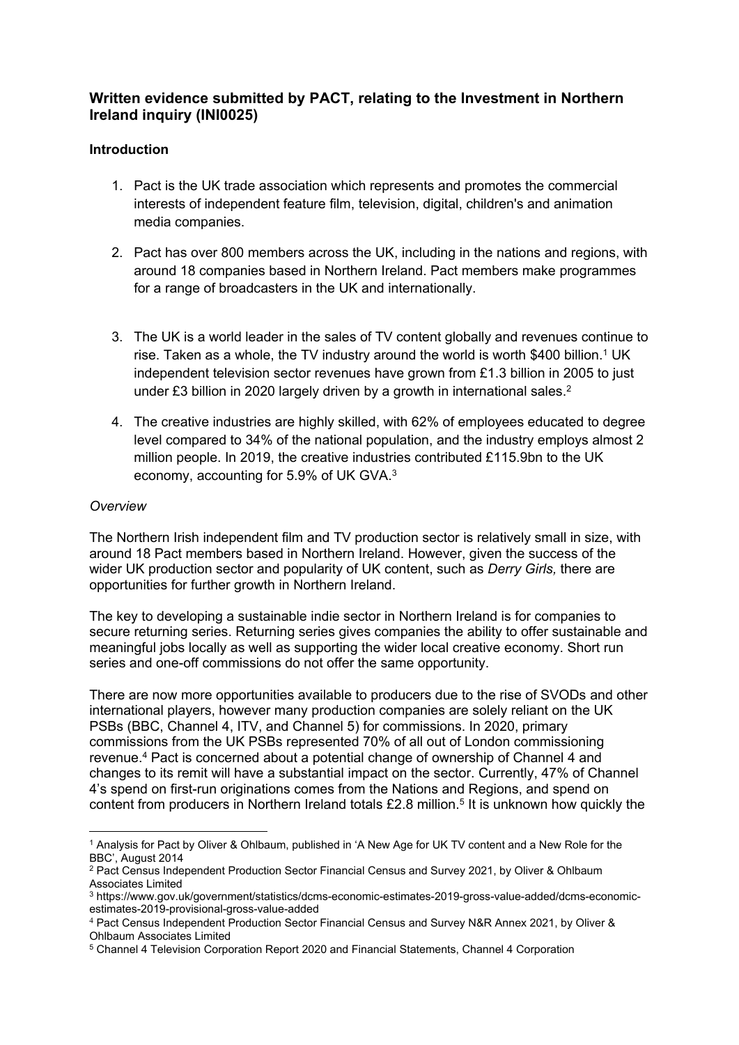## Written evidence submitted by PACT, relating to the Investment in Northern Ireland inquiry (INI0025)

### Introduction

1. Pact is the UK trade association which represents and promotes the commercial interests of independent feature film, television, digital, children's and animation media companies.

2. Pact has over 800 members across the UK, including in the nations and regions, with around 18 companies based in Northern Ireland. Pact members make programmes for a range of broadcasters in the UK and internationally.

3. The UK is a world leader in the sales of TV content globally and revenues continue to rise. Taken as a whole, the TV industry around the world is worth $400 billion.[1] UK independent television sector revenues have grown from £1.3 billion in 2005 to just under £3 billion in 2020 largely driven by a growth in international sales.[2]

4. The creative industries are highly skilled, with 62% of employees educated to degree level compared to 34% of the national population, and the industry employs almost 2 million people. In 2019, the creative industries contributed £115.9bn to the UK economy, accounting for 5.9% of UK GVA.[3]

*Overview*

The Northern Irish independent film and TV production sector is relatively small in size, with around 18 Pact members based in Northern Ireland. However, given the success of the wider UK production sector and popularity of UK content, such as *Derry Girls,* there are opportunities for further growth in Northern Ireland.

The key to developing a sustainable indie sector in Northern Ireland is for companies to secure returning series. Returning series gives companies the ability to offer sustainable and meaningful jobs locally as well as supporting the wider local creative economy. Short run series and one-off commissions do not offer the same opportunity.

There are now more opportunities available to producers due to the rise of SVODs and other international players, however many production companies are solely reliant on the UK PSBs (BBC, Channel 4, ITV, and Channel 5) for commissions. In 2020, primary commissions from the UK PSBs represented 70% of all out of London commissioning revenue.[4] Pact is concerned about a potential change of ownership of Channel 4 and changes to its remit will have a substantial impact on the sector. Currently, 47% of Channel 4's spend on first-run originations comes from the Nations and Regions, and spend on content from producers in Northern Ireland totals £2.8 million.[5] It is unknown how quickly the

---

[1] Analysis for Pact by Oliver & Ohlbaum, published in 'A New Age for UK TV content and a New Role for the BBC', August 2014

[2] Pact Census Independent Production Sector Financial Census and Survey 2021, by Oliver & Ohlbaum Associates Limited

[3] https://www.gov.uk/government/statistics/dcms-economic-estimates-2019-gross-value-added/dcms-economic-estimates-2019-provisional-gross-value-added

[4] Pact Census Independent Production Sector Financial Census and Survey N&R Annex 2021, by Oliver & Ohlbaum Associates Limited

[5] Channel 4 Television Corporation Report 2020 and Financial Statements, Channel 4 Corporation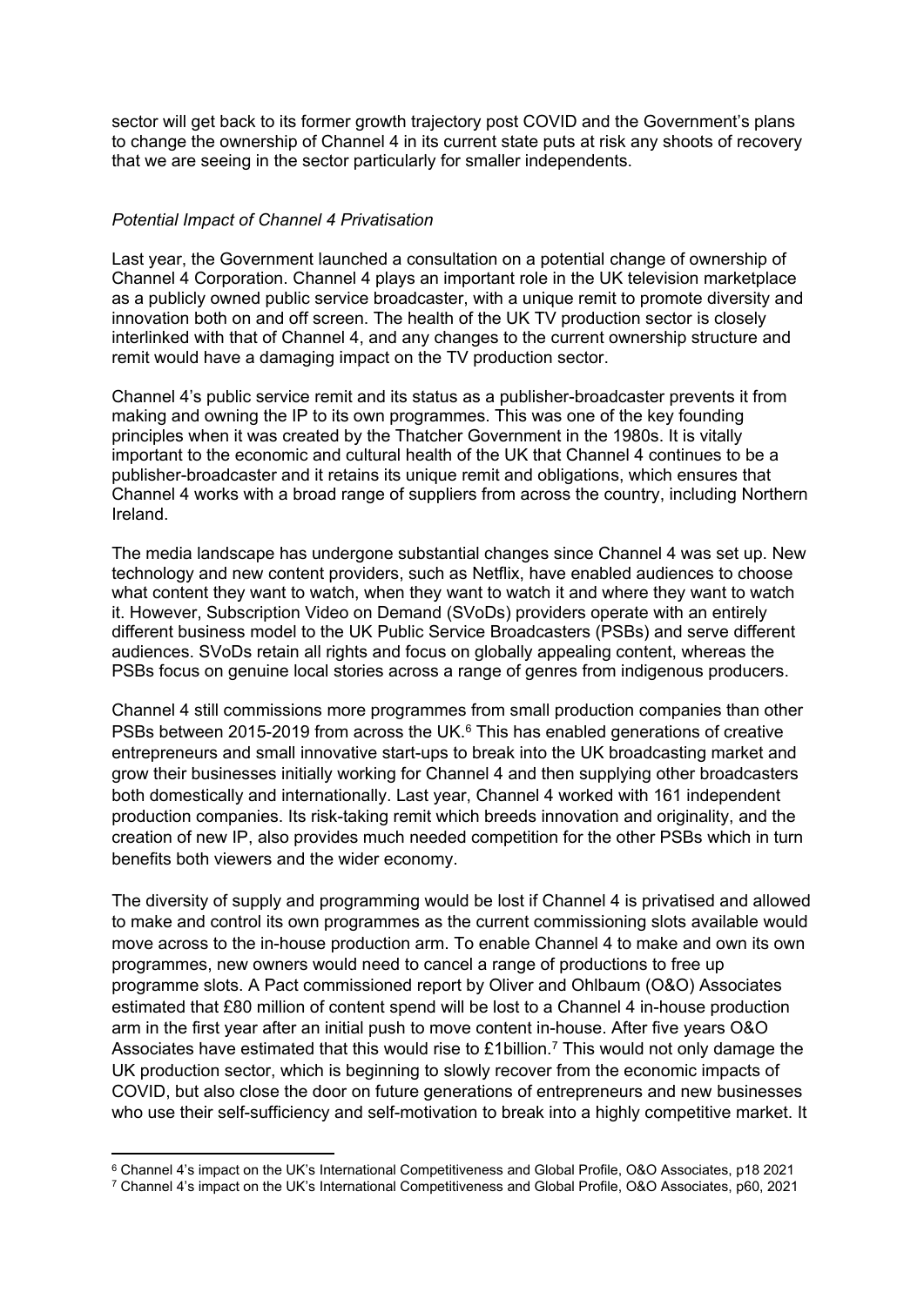sector will get back to its former growth trajectory post COVID and the Government's plans to change the ownership of Channel 4 in its current state puts at risk any shoots of recovery that we are seeing in the sector particularly for smaller independents.

*Potential Impact of Channel 4 Privatisation*

Last year, the Government launched a consultation on a potential change of ownership of Channel 4 Corporation. Channel 4 plays an important role in the UK television marketplace as a publicly owned public service broadcaster, with a unique remit to promote diversity and innovation both on and off screen. The health of the UK TV production sector is closely interlinked with that of Channel 4, and any changes to the current ownership structure and remit would have a damaging impact on the TV production sector.

Channel 4's public service remit and its status as a publisher-broadcaster prevents it from making and owning the IP to its own programmes. This was one of the key founding principles when it was created by the Thatcher Government in the 1980s. It is vitally important to the economic and cultural health of the UK that Channel 4 continues to be a publisher-broadcaster and it retains its unique remit and obligations, which ensures that Channel 4 works with a broad range of suppliers from across the country, including Northern Ireland.

The media landscape has undergone substantial changes since Channel 4 was set up. New technology and new content providers, such as Netflix, have enabled audiences to choose what content they want to watch, when they want to watch it and where they want to watch it. However, Subscription Video on Demand (SVoDs) providers operate with an entirely different business model to the UK Public Service Broadcasters (PSBs) and serve different audiences. SVoDs retain all rights and focus on globally appealing content, whereas the PSBs focus on genuine local stories across a range of genres from indigenous producers.

Channel 4 still commissions more programmes from small production companies than other PSBs between 2015-2019 from across the UK.[6] This has enabled generations of creative entrepreneurs and small innovative start-ups to break into the UK broadcasting market and grow their businesses initially working for Channel 4 and then supplying other broadcasters both domestically and internationally. Last year, Channel 4 worked with 161 independent production companies. Its risk-taking remit which breeds innovation and originality, and the creation of new IP, also provides much needed competition for the other PSBs which in turn benefits both viewers and the wider economy.

The diversity of supply and programming would be lost if Channel 4 is privatised and allowed to make and control its own programmes as the current commissioning slots available would move across to the in-house production arm. To enable Channel 4 to make and own its own programmes, new owners would need to cancel a range of productions to free up programme slots. A Pact commissioned report by Oliver and Ohlbaum (O&O) Associates estimated that £80 million of content spend will be lost to a Channel 4 in-house production arm in the first year after an initial push to move content in-house. After five years O&O Associates have estimated that this would rise to £1billion.[7] This would not only damage the UK production sector, which is beginning to slowly recover from the economic impacts of COVID, but also close the door on future generations of entrepreneurs and new businesses who use their self-sufficiency and self-motivation to break into a highly competitive market. It

[6] Channel 4's impact on the UK's International Competitiveness and Global Profile, O&O Associates, p18 2021

[7] Channel 4's impact on the UK's International Competitiveness and Global Profile, O&O Associates, p60, 2021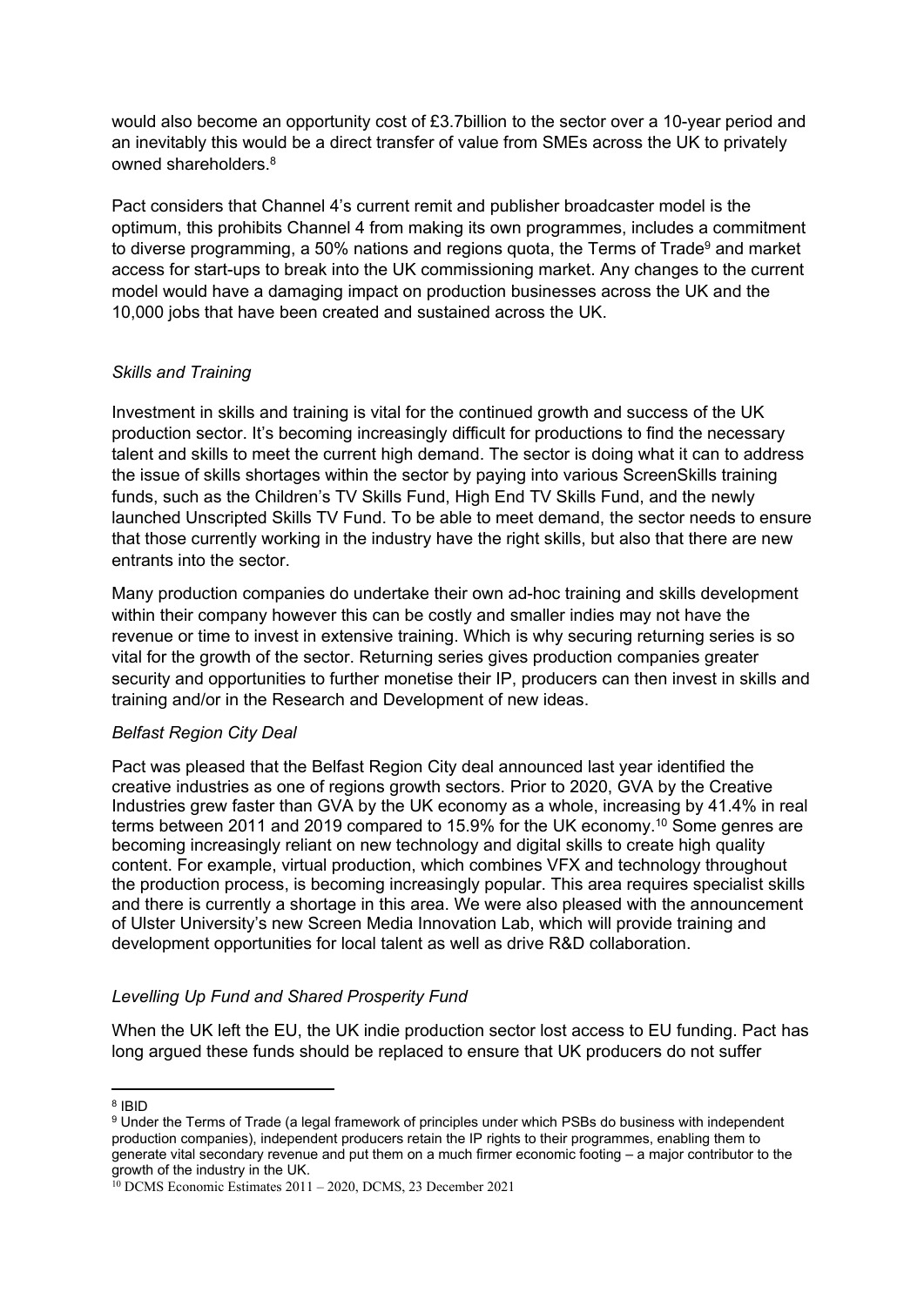would also become an opportunity cost of £3.7billion to the sector over a 10-year period and an inevitably this would be a direct transfer of value from SMEs across the UK to privately owned shareholders.[8]

Pact considers that Channel 4's current remit and publisher broadcaster model is the optimum, this prohibits Channel 4 from making its own programmes, includes a commitment to diverse programming, a 50% nations and regions quota, the Terms of Trade[9] and market access for start-ups to break into the UK commissioning market. Any changes to the current model would have a damaging impact on production businesses across the UK and the 10,000 jobs that have been created and sustained across the UK.

*Skills and Training*

Investment in skills and training is vital for the continued growth and success of the UK production sector. It's becoming increasingly difficult for productions to find the necessary talent and skills to meet the current high demand. The sector is doing what it can to address the issue of skills shortages within the sector by paying into various ScreenSkills training funds, such as the Children's TV Skills Fund, High End TV Skills Fund, and the newly launched Unscripted Skills TV Fund. To be able to meet demand, the sector needs to ensure that those currently working in the industry have the right skills, but also that there are new entrants into the sector.

Many production companies do undertake their own ad-hoc training and skills development within their company however this can be costly and smaller indies may not have the revenue or time to invest in extensive training. Which is why securing returning series is so vital for the growth of the sector. Returning series gives production companies greater security and opportunities to further monetise their IP, producers can then invest in skills and training and/or in the Research and Development of new ideas.

*Belfast Region City Deal*

Pact was pleased that the Belfast Region City deal announced last year identified the creative industries as one of regions growth sectors. Prior to 2020, GVA by the Creative Industries grew faster than GVA by the UK economy as a whole, increasing by 41.4% in real terms between 2011 and 2019 compared to 15.9% for the UK economy.[10] Some genres are becoming increasingly reliant on new technology and digital skills to create high quality content. For example, virtual production, which combines VFX and technology throughout the production process, is becoming increasingly popular. This area requires specialist skills and there is currently a shortage in this area. We were also pleased with the announcement of Ulster University's new Screen Media Innovation Lab, which will provide training and development opportunities for local talent as well as drive R&D collaboration.

*Levelling Up Fund and Shared Prosperity Fund*

When the UK left the EU, the UK indie production sector lost access to EU funding. Pact has long argued these funds should be replaced to ensure that UK producers do not suffer

---

[8] IBID

[9] Under the Terms of Trade (a legal framework of principles under which PSBs do business with independent production companies), independent producers retain the IP rights to their programmes, enabling them to generate vital secondary revenue and put them on a much firmer economic footing – a major contributor to the growth of the industry in the UK.

[10] DCMS Economic Estimates 2011 – 2020, DCMS, 23 December 2021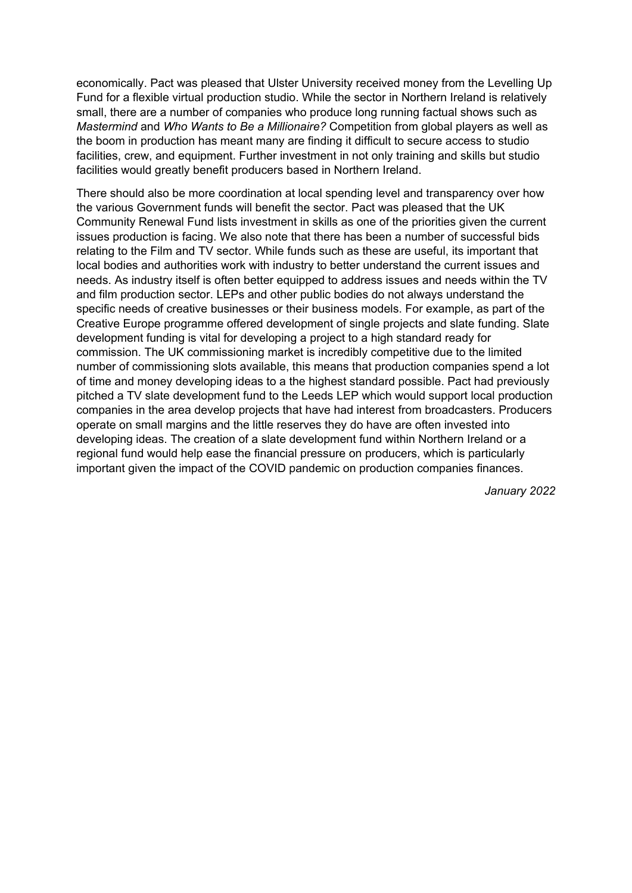economically. Pact was pleased that Ulster University received money from the Levelling Up Fund for a flexible virtual production studio. While the sector in Northern Ireland is relatively small, there are a number of companies who produce long running factual shows such as *Mastermind* and *Who Wants to Be a Millionaire?* Competition from global players as well as the boom in production has meant many are finding it difficult to secure access to studio facilities, crew, and equipment. Further investment in not only training and skills but studio facilities would greatly benefit producers based in Northern Ireland.

There should also be more coordination at local spending level and transparency over how the various Government funds will benefit the sector. Pact was pleased that the UK Community Renewal Fund lists investment in skills as one of the priorities given the current issues production is facing. We also note that there has been a number of successful bids relating to the Film and TV sector. While funds such as these are useful, its important that local bodies and authorities work with industry to better understand the current issues and needs. As industry itself is often better equipped to address issues and needs within the TV and film production sector. LEPs and other public bodies do not always understand the specific needs of creative businesses or their business models. For example, as part of the Creative Europe programme offered development of single projects and slate funding. Slate development funding is vital for developing a project to a high standard ready for commission. The UK commissioning market is incredibly competitive due to the limited number of commissioning slots available, this means that production companies spend a lot of time and money developing ideas to a the highest standard possible. Pact had previously pitched a TV slate development fund to the Leeds LEP which would support local production companies in the area develop projects that have had interest from broadcasters. Producers operate on small margins and the little reserves they do have are often invested into developing ideas. The creation of a slate development fund within Northern Ireland or a regional fund would help ease the financial pressure on producers, which is particularly important given the impact of the COVID pandemic on production companies finances.

*January 2022*